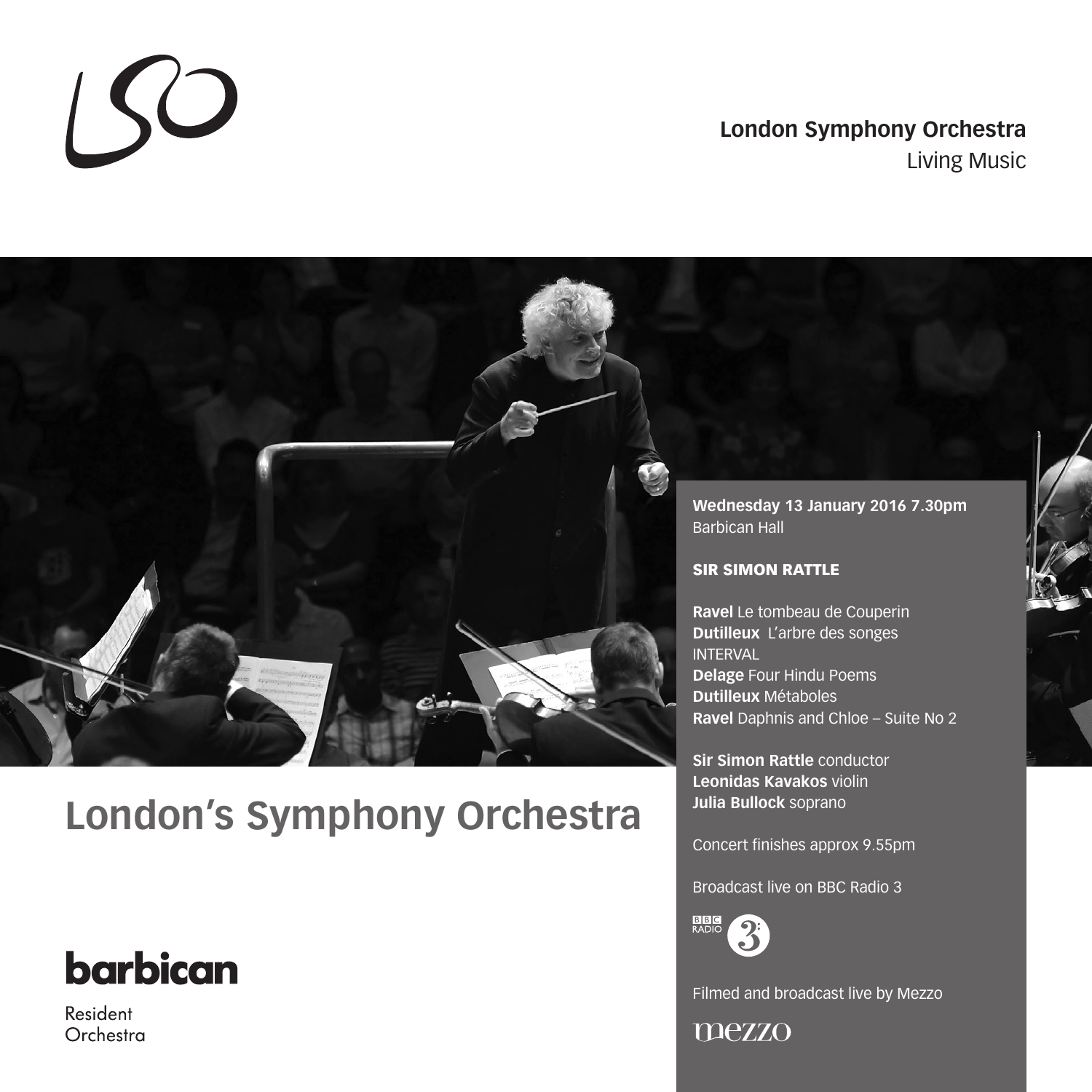LSO

**London Symphony Orchestra**
Living Music

**Wednesday 13 January 2016 7.30pm**
Barbican Hall

**SIR SIMON RATTLE**

**Ravel** Le tombeau de Couperin
**Dutilleux** L'arbre des songes
INTERVAL
**Delage** Four Hindu Poems
**Dutilleux** Métaboles
**Ravel** Daphnis and Chloe – Suite No 2

**Sir Simon Rattle** conductor
**Leonidas Kavakos** violin
**Julia Bullock** soprano

Concert finishes approx 9.55pm

Broadcast live on BBC Radio 3

Filmed and broadcast live by Mezzo

## London's Symphony Orchestra

barbican
Resident Orchestra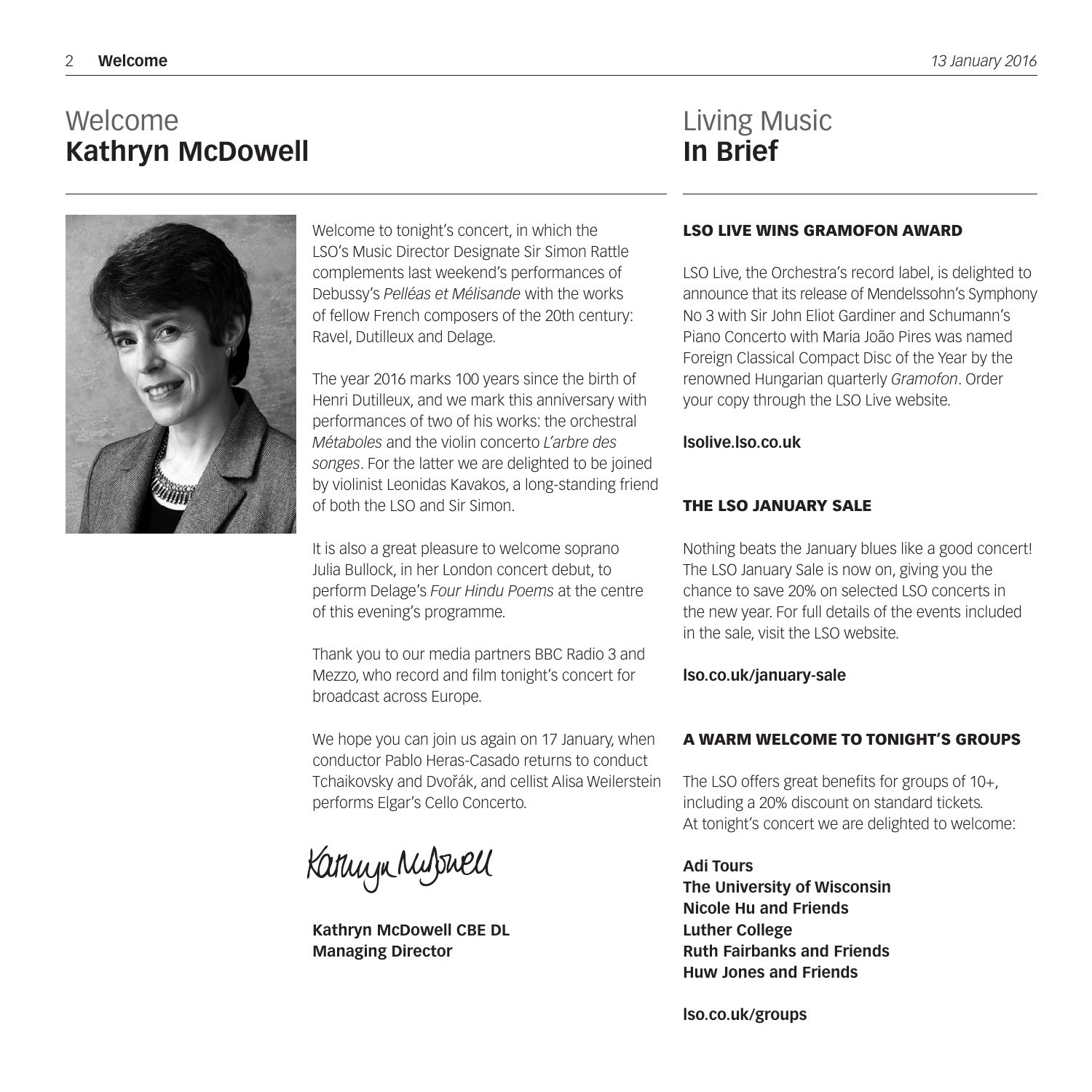# Welcome
## Kathryn McDowell

Welcome to tonight's concert, in which the LSO's Music Director Designate Sir Simon Rattle complements last weekend's performances of Debussy's *Pelléas et Mélisande* with the works of fellow French composers of the 20th century: Ravel, Dutilleux and Delage.

The year 2016 marks 100 years since the birth of Henri Dutilleux, and we mark this anniversary with performances of two of his works: the orchestral *Métaboles* and the violin concerto *L'arbre des songes*. For the latter we are delighted to be joined by violinist Leonidas Kavakos, a long-standing friend of both the LSO and Sir Simon.

It is also a great pleasure to welcome soprano Julia Bullock, in her London concert debut, to perform Delage's *Four Hindu Poems* at the centre of this evening's programme.

Thank you to our media partners BBC Radio 3 and Mezzo, who record and film tonight's concert for broadcast across Europe.

We hope you can join us again on 17 January, when conductor Pablo Heras-Casado returns to conduct Tchaikovsky and Dvořák, and cellist Alisa Weilerstein performs Elgar's Cello Concerto.

Kathryn McDowell

**Kathryn McDowell CBE DL**
**Managing Director**

# Living Music
## In Brief

### LSO LIVE WINS GRAMOFON AWARD

LSO Live, the Orchestra's record label, is delighted to announce that its release of Mendelssohn's Symphony No 3 with Sir John Eliot Gardiner and Schumann's Piano Concerto with Maria João Pires was named Foreign Classical Compact Disc of the Year by the renowned Hungarian quarterly *Gramofon*. Order your copy through the LSO Live website.

**lsolive.lso.co.uk**

### THE LSO JANUARY SALE

Nothing beats the January blues like a good concert! The LSO January Sale is now on, giving you the chance to save 20% on selected LSO concerts in the new year. For full details of the events included in the sale, visit the LSO website.

**lso.co.uk/january-sale**

### A WARM WELCOME TO TONIGHT'S GROUPS

The LSO offers great benefits for groups of 10+, including a 20% discount on standard tickets. At tonight's concert we are delighted to welcome:

**Adi Tours**
**The University of Wisconsin**
**Nicole Hu and Friends**
**Luther College**
**Ruth Fairbanks and Friends**
**Huw Jones and Friends**

**lso.co.uk/groups**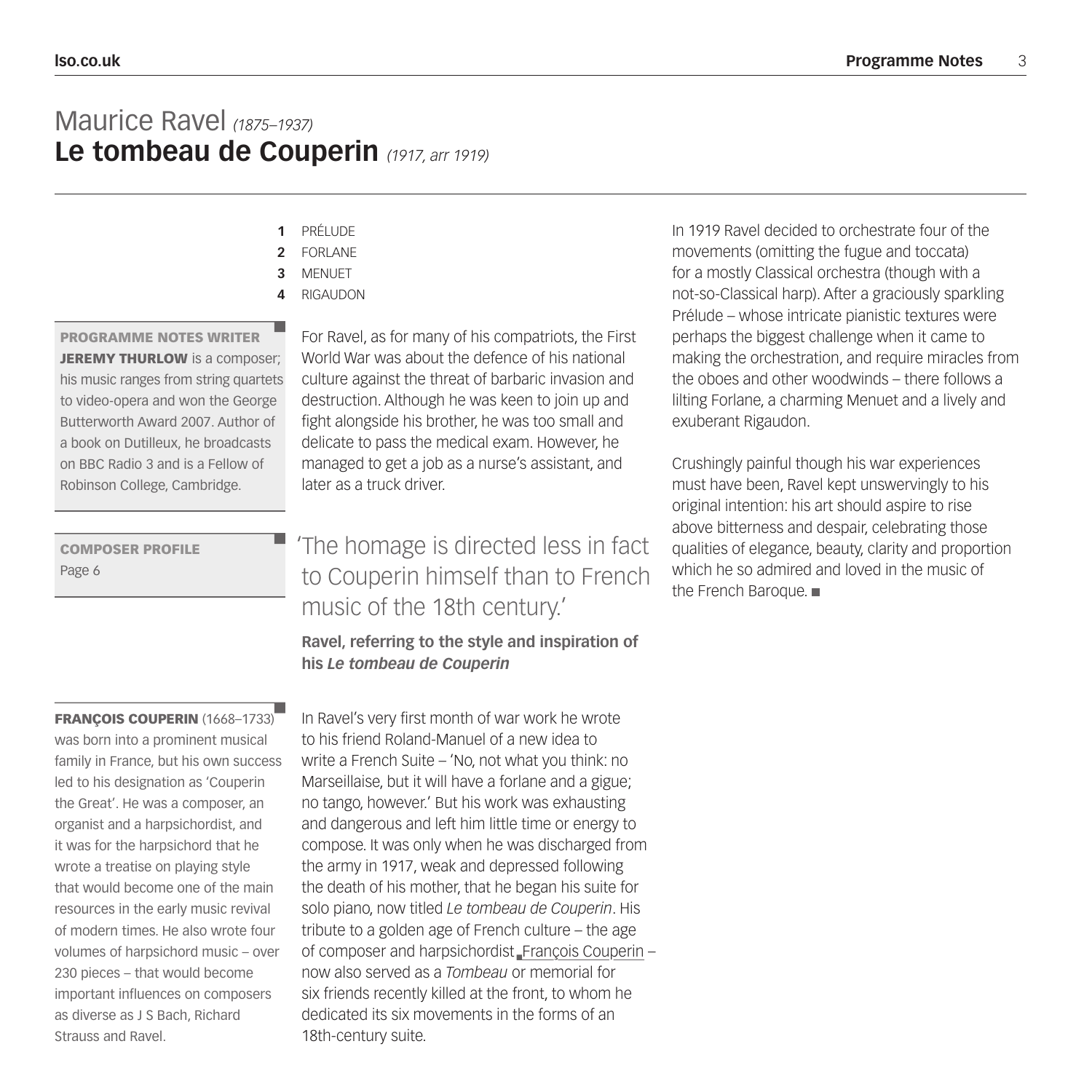# Maurice Ravel *(1875–1937)*
## Le tombeau de Couperin *(1917, arr 1919)*

1. PRÉLUDE
2. FORLANE
3. MENUET
4. RIGAUDON

**PROGRAMME NOTES WRITER**
**JEREMY THURLOW** is a composer; his music ranges from string quartets to video-opera and won the George Butterworth Award 2007. Author of a book on Dutilleux, he broadcasts on BBC Radio 3 and is a Fellow of Robinson College, Cambridge.

**COMPOSER PROFILE**
Page 6

For Ravel, as for many of his compatriots, the First World War was about the defence of his national culture against the threat of barbaric invasion and destruction. Although he was keen to join up and fight alongside his brother, he was too small and delicate to pass the medical exam. However, he managed to get a job as a nurse's assistant, and later as a truck driver.

> 'The homage is directed less in fact to Couperin himself than to French music of the 18th century.'
>
> **Ravel, referring to the style and inspiration of his *Le tombeau de Couperin***

**FRANÇOIS COUPERIN** (1668–1733) was born into a prominent musical family in France, but his own success led to his designation as 'Couperin the Great'. He was a composer, an organist and a harpsichordist, and it was for the harpsichord that he wrote a treatise on playing style that would become one of the main resources in the early music revival of modern times. He also wrote four volumes of harpsichord music – over 230 pieces – that would become important influences on composers as diverse as J S Bach, Richard Strauss and Ravel.

In Ravel's very first month of war work he wrote to his friend Roland-Manuel of a new idea to write a French Suite – 'No, not what you think: no Marseillaise, but it will have a forlane and a gigue; no tango, however.' But his work was exhausting and dangerous and left him little time or energy to compose. It was only when he was discharged from the army in 1917, weak and depressed following the death of his mother, that he began his suite for solo piano, now titled *Le tombeau de Couperin*. His tribute to a golden age of French culture – the age of composer and harpsichordist François Couperin – now also served as a *Tombeau* or memorial for six friends recently killed at the front, to whom he dedicated its six movements in the forms of an 18th-century suite.

In 1919 Ravel decided to orchestrate four of the movements (omitting the fugue and toccata) for a mostly Classical orchestra (though with a not-so-Classical harp). After a graciously sparkling Prélude – whose intricate pianistic textures were perhaps the biggest challenge when it came to making the orchestration, and require miracles from the oboes and other woodwinds – there follows a lilting Forlane, a charming Menuet and a lively and exuberant Rigaudon.

Crushingly painful though his war experiences must have been, Ravel kept unswervingly to his original intention: his art should aspire to rise above bitterness and despair, celebrating those qualities of elegance, beauty, clarity and proportion which he so admired and loved in the music of the French Baroque. ■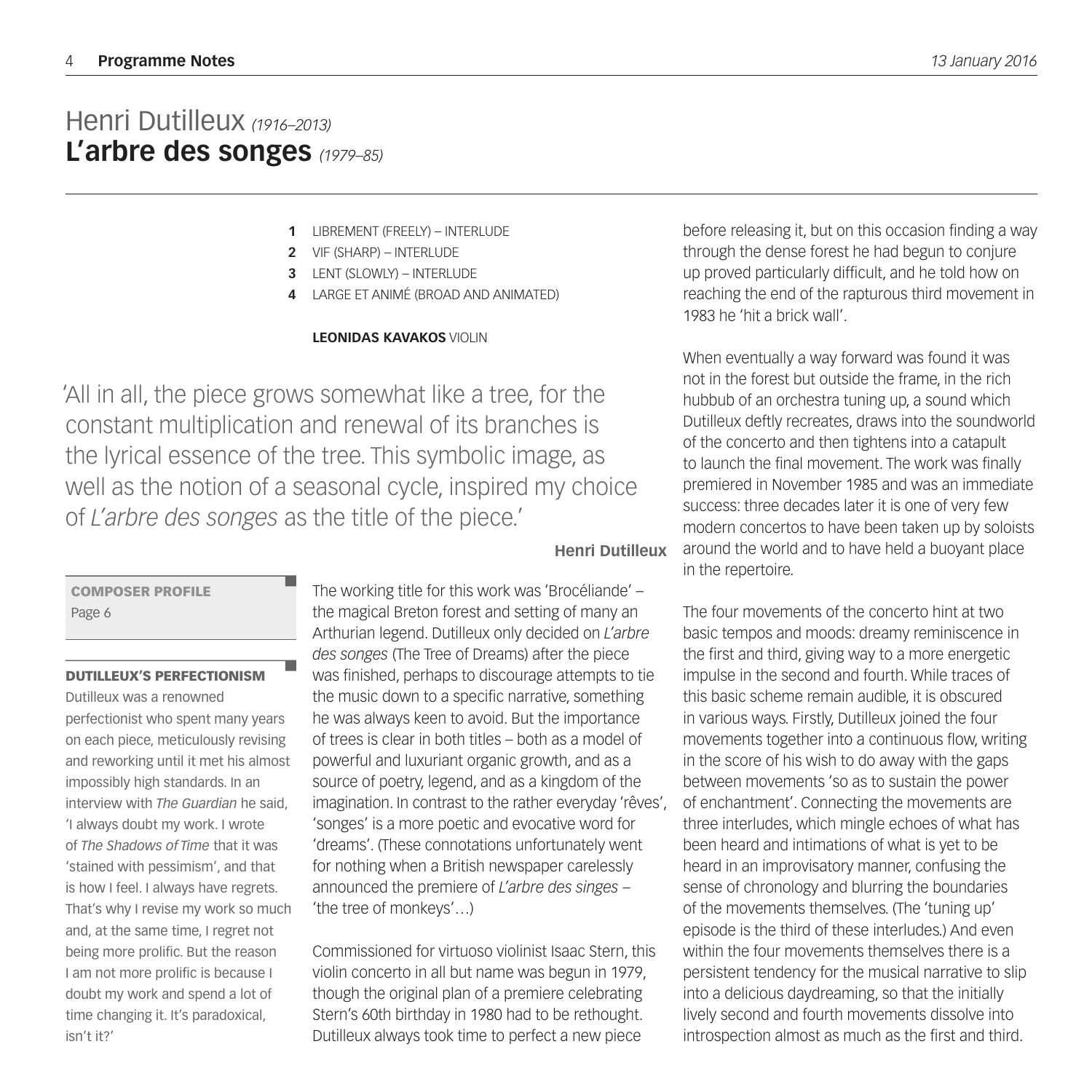# Henri Dutilleux *(1916–2013)*
# **L'arbre des songes** *(1979–85)*

1. LIBREMENT (FREELY) – INTERLUDE
2. VIF (SHARP) – INTERLUDE
3. LENT (SLOWLY) – INTERLUDE
4. LARGE ET ANIMÉ (BROAD AND ANIMATED)

**LEONIDAS KAVAKOS** VIOLIN

> 'All in all, the piece grows somewhat like a tree, for the constant multiplication and renewal of its branches is the lyrical essence of the tree. This symbolic image, as well as the notion of a seasonal cycle, inspired my choice of *L'arbre des songes* as the title of the piece.'
>
> **Henri Dutilleux**

**COMPOSER PROFILE**
Page 6

**DUTILLEUX'S PERFECTIONISM**

Dutilleux was a renowned perfectionist who spent many years on each piece, meticulously revising and reworking until it met his almost impossibly high standards. In an interview with *The Guardian* he said, 'I always doubt my work. I wrote of *The Shadows of Time* that it was 'stained with pessimism', and that is how I feel. I always have regrets. That's why I revise my work so much and, at the same time, I regret not being more prolific. But the reason I am not more prolific is because I doubt my work and spend a lot of time changing it. It's paradoxical, isn't it?'

The working title for this work was 'Brocéliande' – the magical Breton forest and setting of many an Arthurian legend. Dutilleux only decided on *L'arbre des songes* (The Tree of Dreams) after the piece was finished, perhaps to discourage attempts to tie the music down to a specific narrative, something he was always keen to avoid. But the importance of trees is clear in both titles – both as a model of powerful and luxuriant organic growth, and as a source of poetry, legend, and as a kingdom of the imagination. In contrast to the rather everyday 'rêves', 'songes' is a more poetic and evocative word for 'dreams'. (These connotations unfortunately went for nothing when a British newspaper carelessly announced the premiere of *L'arbre des singes* – 'the tree of monkeys'…)

Commissioned for virtuoso violinist Isaac Stern, this violin concerto in all but name was begun in 1979, though the original plan of a premiere celebrating Stern's 60th birthday in 1980 had to be rethought. Dutilleux always took time to perfect a new piece before releasing it, but on this occasion finding a way through the dense forest he had begun to conjure up proved particularly difficult, and he told how on reaching the end of the rapturous third movement in 1983 he 'hit a brick wall'.

When eventually a way forward was found it was not in the forest but outside the frame, in the rich hubbub of an orchestra tuning up, a sound which Dutilleux deftly recreates, draws into the soundworld of the concerto and then tightens into a catapult to launch the final movement. The work was finally premiered in November 1985 and was an immediate success: three decades later it is one of very few modern concertos to have been taken up by soloists around the world and to have held a buoyant place in the repertoire.

The four movements of the concerto hint at two basic tempos and moods: dreamy reminiscence in the first and third, giving way to a more energetic impulse in the second and fourth. While traces of this basic scheme remain audible, it is obscured in various ways. Firstly, Dutilleux joined the four movements together into a continuous flow, writing in the score of his wish to do away with the gaps between movements 'so as to sustain the power of enchantment'. Connecting the movements are three interludes, which mingle echoes of what has been heard and intimations of what is yet to be heard in an improvisatory manner, confusing the sense of chronology and blurring the boundaries of the movements themselves. (The 'tuning up' episode is the third of these interludes.) And even within the four movements themselves there is a persistent tendency for the musical narrative to slip into a delicious daydreaming, so that the initially lively second and fourth movements dissolve into introspection almost as much as the first and third.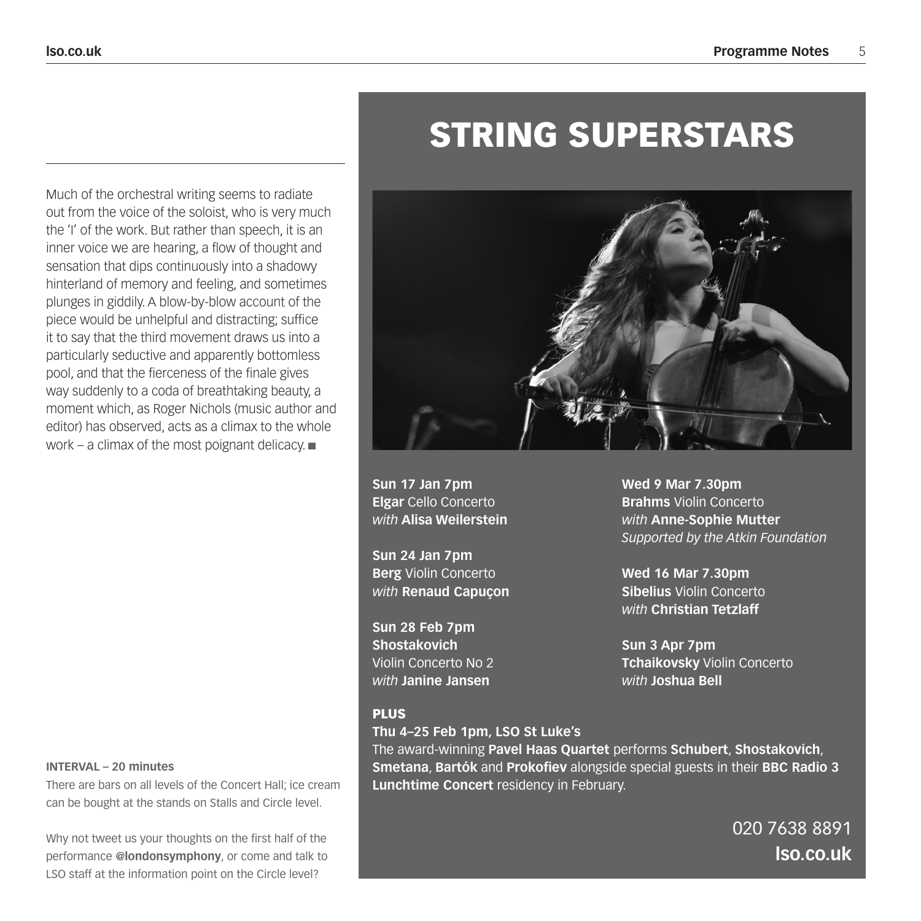Much of the orchestral writing seems to radiate out from the voice of the soloist, who is very much the 'I' of the work. But rather than speech, it is an inner voice we are hearing, a flow of thought and sensation that dips continuously into a shadowy hinterland of memory and feeling, and sometimes plunges in giddily. A blow-by-blow account of the piece would be unhelpful and distracting; suffice it to say that the third movement draws us into a particularly seductive and apparently bottomless pool, and that the fierceness of the finale gives way suddenly to a coda of breathtaking beauty, a moment which, as Roger Nichols (music author and editor) has observed, acts as a climax to the whole work – a climax of the most poignant delicacy. ■

**INTERVAL – 20 minutes**

There are bars on all levels of the Concert Hall; ice cream can be bought at the stands on Stalls and Circle level.

Why not tweet us your thoughts on the first half of the performance **@londonsymphony**, or come and talk to LSO staff at the information point on the Circle level?

# STRING SUPERSTARS

**Sun 17 Jan 7pm**
**Elgar** Cello Concerto
*with* **Alisa Weilerstein**

**Sun 24 Jan 7pm**
**Berg** Violin Concerto
*with* **Renaud Capuçon**

**Sun 28 Feb 7pm**
**Shostakovich**
Violin Concerto No 2
*with* **Janine Jansen**

**Wed 9 Mar 7.30pm**
**Brahms** Violin Concerto
*with* **Anne-Sophie Mutter**
*Supported by the Atkin Foundation*

**Wed 16 Mar 7.30pm**
**Sibelius** Violin Concerto
*with* **Christian Tetzlaff**

**Sun 3 Apr 7pm**
**Tchaikovsky** Violin Concerto
*with* **Joshua Bell**

**PLUS**

**Thu 4–25 Feb 1pm, LSO St Luke's**
The award-winning **Pavel Haas Quartet** performs **Schubert**, **Shostakovich**, **Smetana**, **Bartók** and **Prokofiev** alongside special guests in their **BBC Radio 3 Lunchtime Concert** residency in February.

020 7638 8891
**lso.co.uk**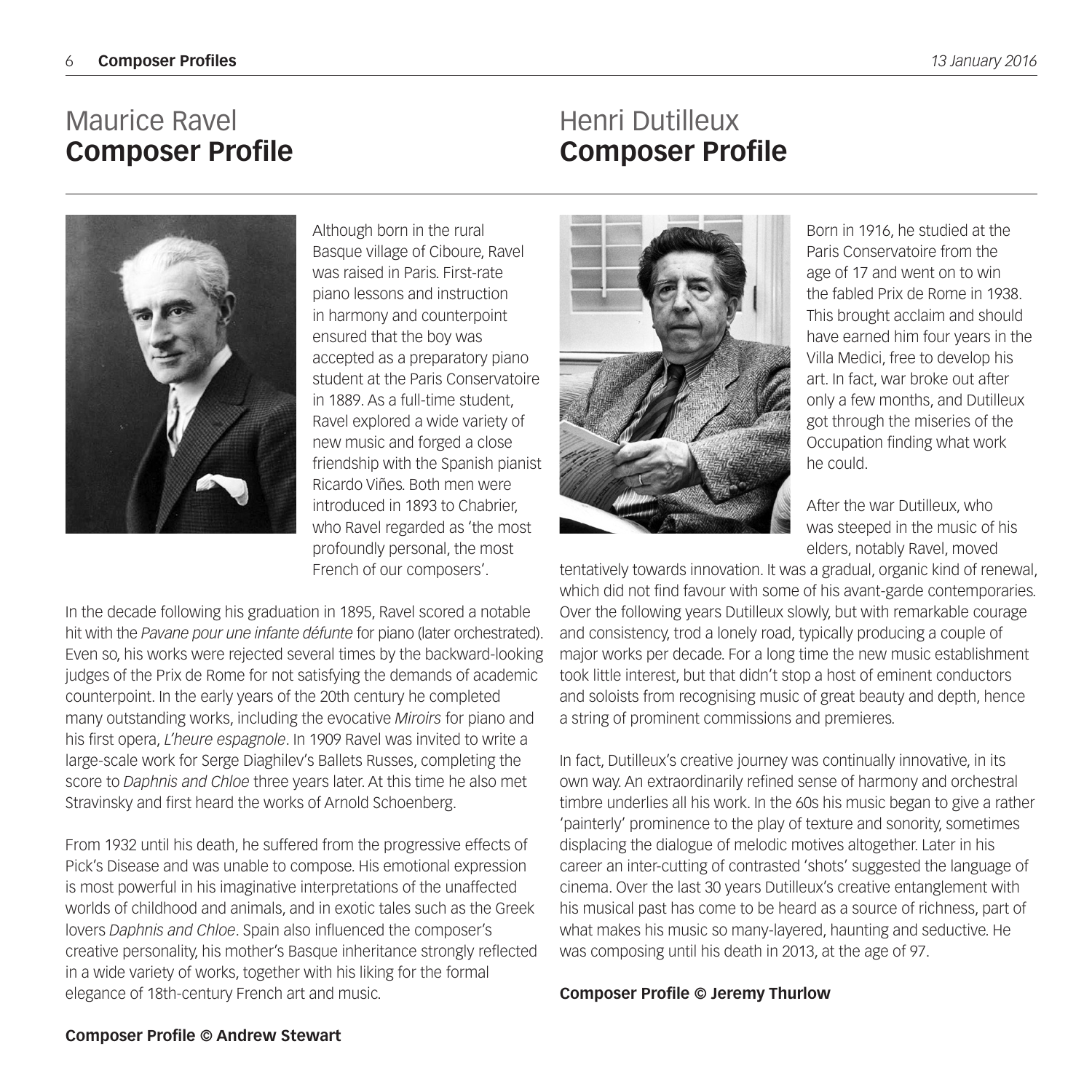# Maurice Ravel
## Composer Profile

Although born in the rural Basque village of Ciboure, Ravel was raised in Paris. First-rate piano lessons and instruction in harmony and counterpoint ensured that the boy was accepted as a preparatory piano student at the Paris Conservatoire in 1889. As a full-time student, Ravel explored a wide variety of new music and forged a close friendship with the Spanish pianist Ricardo Viñes. Both men were introduced in 1893 to Chabrier, who Ravel regarded as 'the most profoundly personal, the most French of our composers'.

In the decade following his graduation in 1895, Ravel scored a notable hit with the *Pavane pour une infante défunte* for piano (later orchestrated). Even so, his works were rejected several times by the backward-looking judges of the Prix de Rome for not satisfying the demands of academic counterpoint. In the early years of the 20th century he completed many outstanding works, including the evocative *Miroirs* for piano and his first opera, *L'heure espagnole*. In 1909 Ravel was invited to write a large-scale work for Serge Diaghilev's Ballets Russes, completing the score to *Daphnis and Chloe* three years later. At this time he also met Stravinsky and first heard the works of Arnold Schoenberg.

From 1932 until his death, he suffered from the progressive effects of Pick's Disease and was unable to compose. His emotional expression is most powerful in his imaginative interpretations of the unaffected worlds of childhood and animals, and in exotic tales such as the Greek lovers *Daphnis and Chloe*. Spain also influenced the composer's creative personality, his mother's Basque inheritance strongly reflected in a wide variety of works, together with his liking for the formal elegance of 18th-century French art and music.

**Composer Profile © Andrew Stewart**

# Henri Dutilleux
## Composer Profile

Born in 1916, he studied at the Paris Conservatoire from the age of 17 and went on to win the fabled Prix de Rome in 1938. This brought acclaim and should have earned him four years in the Villa Medici, free to develop his art. In fact, war broke out after only a few months, and Dutilleux got through the miseries of the Occupation finding what work he could.

After the war Dutilleux, who was steeped in the music of his elders, notably Ravel, moved tentatively towards innovation. It was a gradual, organic kind of renewal, which did not find favour with some of his avant-garde contemporaries. Over the following years Dutilleux slowly, but with remarkable courage and consistency, trod a lonely road, typically producing a couple of major works per decade. For a long time the new music establishment took little interest, but that didn't stop a host of eminent conductors and soloists from recognising music of great beauty and depth, hence a string of prominent commissions and premieres.

In fact, Dutilleux's creative journey was continually innovative, in its own way. An extraordinarily refined sense of harmony and orchestral timbre underlies all his work. In the 60s his music began to give a rather 'painterly' prominence to the play of texture and sonority, sometimes displacing the dialogue of melodic motives altogether. Later in his career an inter-cutting of contrasted 'shots' suggested the language of cinema. Over the last 30 years Dutilleux's creative entanglement with his musical past has come to be heard as a source of richness, part of what makes his music so many-layered, haunting and seductive. He was composing until his death in 2013, at the age of 97.

**Composer Profile © Jeremy Thurlow**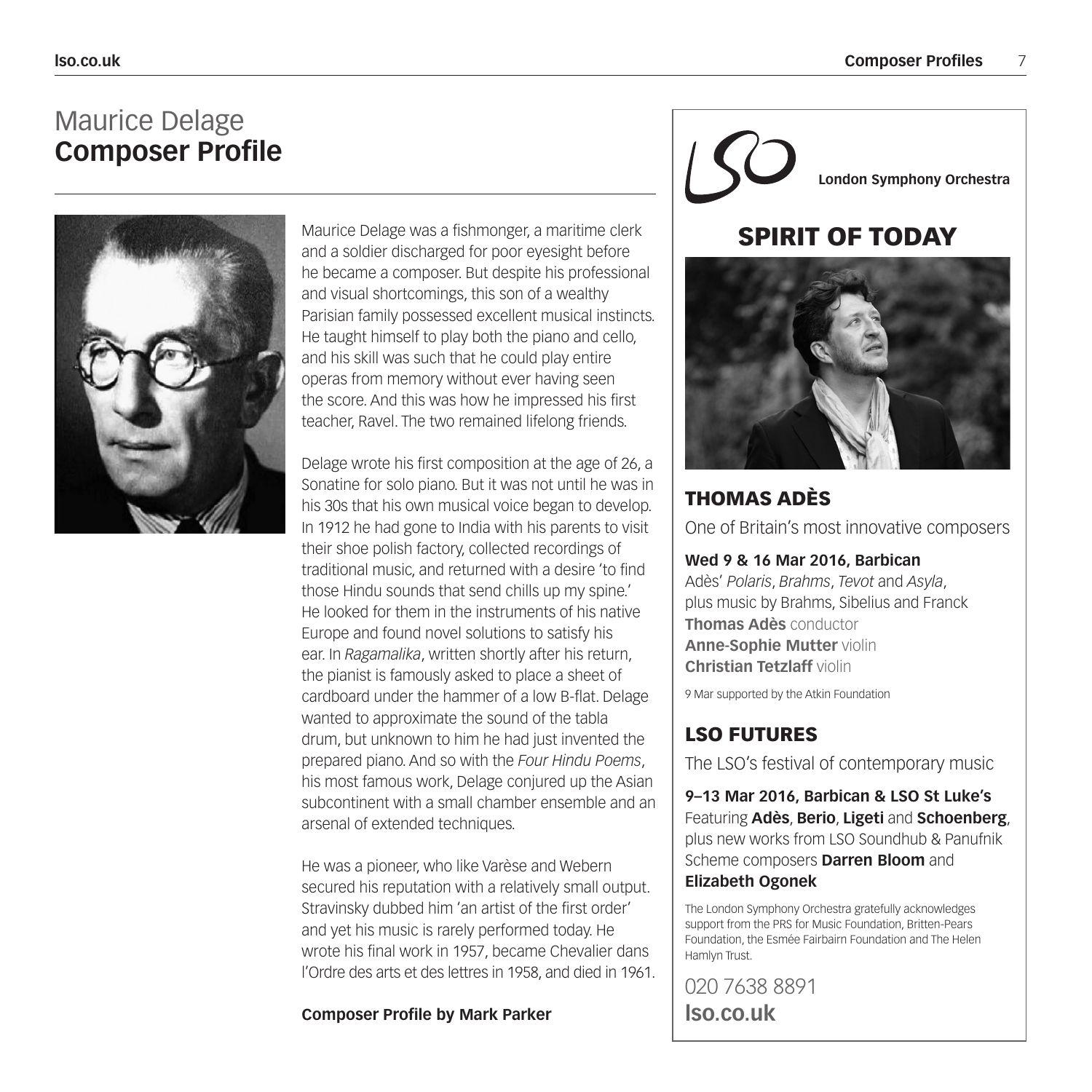# Maurice Delage
## **Composer Profile**

Maurice Delage was a fishmonger, a maritime clerk and a soldier discharged for poor eyesight before he became a composer. But despite his professional and visual shortcomings, this son of a wealthy Parisian family possessed excellent musical instincts. He taught himself to play both the piano and cello, and his skill was such that he could play entire operas from memory without ever having seen the score. And this was how he impressed his first teacher, Ravel. The two remained lifelong friends.

Delage wrote his first composition at the age of 26, a Sonatine for solo piano. But it was not until he was in his 30s that his own musical voice began to develop. In 1912 he had gone to India with his parents to visit their shoe polish factory, collected recordings of traditional music, and returned with a desire 'to find those Hindu sounds that send chills up my spine.' He looked for them in the instruments of his native Europe and found novel solutions to satisfy his ear. In *Ragamalika*, written shortly after his return, the pianist is famously asked to place a sheet of cardboard under the hammer of a low B-flat. Delage wanted to approximate the sound of the tabla drum, but unknown to him he had just invented the prepared piano. And so with the *Four Hindu Poems*, his most famous work, Delage conjured up the Asian subcontinent with a small chamber ensemble and an arsenal of extended techniques.

He was a pioneer, who like Varèse and Webern secured his reputation with a relatively small output. Stravinsky dubbed him 'an artist of the first order' and yet his music is rarely performed today. He wrote his final work in 1957, became Chevalier dans l'Ordre des arts et des lettres in 1958, and died in 1961.

**Composer Profile by Mark Parker**

---

**London Symphony Orchestra**

## SPIRIT OF TODAY

### THOMAS ADÈS

One of Britain's most innovative composers

**Wed 9 & 16 Mar 2016, Barbican**
Adès' *Polaris*, *Brahms*, *Tevot* and *Asyla*, plus music by Brahms, Sibelius and Franck
**Thomas Adès** conductor
**Anne-Sophie Mutter** violin
**Christian Tetzlaff** violin

9 Mar supported by the Atkin Foundation

### LSO FUTURES

The LSO's festival of contemporary music

**9–13 Mar 2016, Barbican & LSO St Luke's**
Featuring **Adès**, **Berio**, **Ligeti** and **Schoenberg**, plus new works from LSO Soundhub & Panufnik Scheme composers **Darren Bloom** and **Elizabeth Ogonek**

The London Symphony Orchestra gratefully acknowledges support from the PRS for Music Foundation, Britten-Pears Foundation, the Esmée Fairbairn Foundation and The Helen Hamlyn Trust.

020 7638 8891
**lso.co.uk**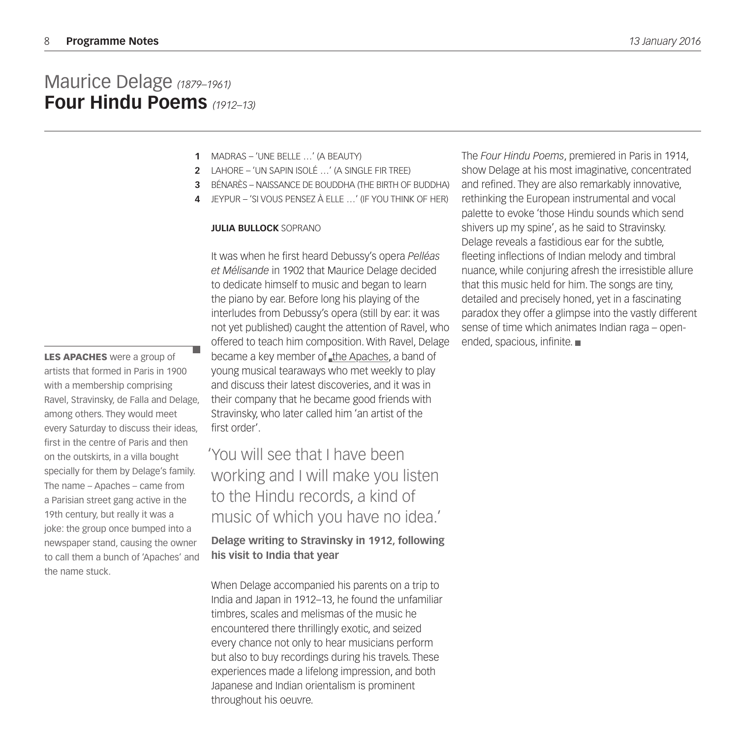# Maurice Delage *(1879–1961)*
# **Four Hindu Poems** *(1912–13)*

1. MADRAS – 'UNE BELLE …' (A BEAUTY)
2. LAHORE – 'UN SAPIN ISOLÉ …' (A SINGLE FIR TREE)
3. BÉNARÈS – NAISSANCE DE BOUDDHA (THE BIRTH OF BUDDHA)
4. JEYPUR – 'SI VOUS PENSEZ À ELLE …' (IF YOU THINK OF HER)

**JULIA BULLOCK** SOPRANO

It was when he first heard Debussy's opera *Pelléas et Mélisande* in 1902 that Maurice Delage decided to dedicate himself to music and began to learn the piano by ear. Before long his playing of the interludes from Debussy's opera (still by ear: it was not yet published) caught the attention of Ravel, who offered to teach him composition. With Ravel, Delage became a key member of the Apaches, a band of young musical tearaways who met weekly to play and discuss their latest discoveries, and it was in their company that he became good friends with Stravinsky, who later called him 'an artist of the first order'.

**LES APACHES** were a group of artists that formed in Paris in 1900 with a membership comprising Ravel, Stravinsky, de Falla and Delage, among others. They would meet every Saturday to discuss their ideas, first in the centre of Paris and then on the outskirts, in a villa bought specially for them by Delage's family. The name – Apaches – came from a Parisian street gang active in the 19th century, but really it was a joke: the group once bumped into a newspaper stand, causing the owner to call them a bunch of 'Apaches' and the name stuck.

> 'You will see that I have been working and I will make you listen to the Hindu records, a kind of music of which you have no idea.'
>
> **Delage writing to Stravinsky in 1912, following his visit to India that year**

When Delage accompanied his parents on a trip to India and Japan in 1912–13, he found the unfamiliar timbres, scales and melismas of the music he encountered there thrillingly exotic, and seized every chance not only to hear musicians perform but also to buy recordings during his travels. These experiences made a lifelong impression, and both Japanese and Indian orientalism is prominent throughout his oeuvre.

The *Four Hindu Poems*, premiered in Paris in 1914, show Delage at his most imaginative, concentrated and refined. They are also remarkably innovative, rethinking the European instrumental and vocal palette to evoke 'those Hindu sounds which send shivers up my spine', as he said to Stravinsky. Delage reveals a fastidious ear for the subtle, fleeting inflections of Indian melody and timbral nuance, while conjuring afresh the irresistible allure that this music held for him. The songs are tiny, detailed and precisely honed, yet in a fascinating paradox they offer a glimpse into the vastly different sense of time which animates Indian raga – open-ended, spacious, infinite. ■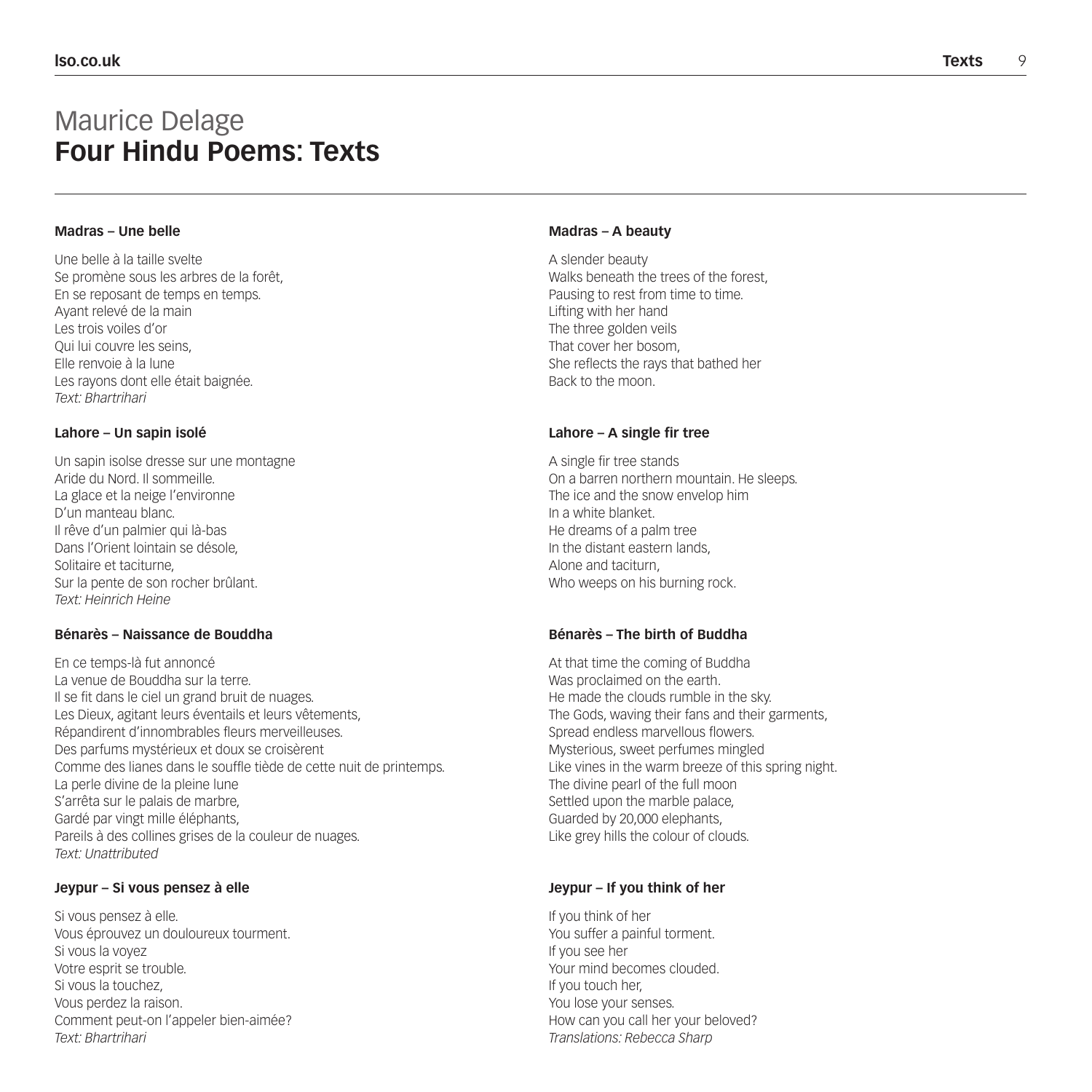# Maurice Delage
## Four Hindu Poems: Texts

**Madras – Une belle**

Une belle à la taille svelte
Se promène sous les arbres de la forêt,
En se reposant de temps en temps.
Ayant relevé de la main
Les trois voiles d'or
Qui lui couvre les seins,
Elle renvoie à la lune
Les rayons dont elle était baignée.
*Text: Bhartrihari*

**Lahore – Un sapin isolé**

Un sapin isolse dresse sur une montagne
Aride du Nord. Il sommeille.
La glace et la neige l'environne
D'un manteau blanc.
Il rêve d'un palmier qui là-bas
Dans l'Orient lointain se désole,
Solitaire et taciturne,
Sur la pente de son rocher brûlant.
*Text: Heinrich Heine*

**Bénarès – Naissance de Bouddha**

En ce temps-là fut annoncé
La venue de Bouddha sur la terre.
Il se fit dans le ciel un grand bruit de nuages.
Les Dieux, agitant leurs éventails et leurs vêtements,
Répandirent d'innombrables fleurs merveilleuses.
Des parfums mystérieux et doux se croisèrent
Comme des lianes dans le souffle tiède de cette nuit de printemps.
La perle divine de la pleine lune
S'arrêta sur le palais de marbre,
Gardé par vingt mille éléphants,
Pareils à des collines grises de la couleur de nuages.
*Text: Unattributed*

**Jeypur – Si vous pensez à elle**

Si vous pensez à elle.
Vous éprouvez un douloureux tourment.
Si vous la voyez
Votre esprit se trouble.
Si vous la touchez,
Vous perdez la raison.
Comment peut-on l'appeler bien-aimée?
*Text: Bhartrihari*

**Madras – A beauty**

A slender beauty
Walks beneath the trees of the forest,
Pausing to rest from time to time.
Lifting with her hand
The three golden veils
That cover her bosom,
She reflects the rays that bathed her
Back to the moon.

**Lahore – A single fir tree**

A single fir tree stands
On a barren northern mountain. He sleeps.
The ice and the snow envelop him
In a white blanket.
He dreams of a palm tree
In the distant eastern lands,
Alone and taciturn,
Who weeps on his burning rock.

**Bénarès – The birth of Buddha**

At that time the coming of Buddha
Was proclaimed on the earth.
He made the clouds rumble in the sky.
The Gods, waving their fans and their garments,
Spread endless marvellous flowers.
Mysterious, sweet perfumes mingled
Like vines in the warm breeze of this spring night.
The divine pearl of the full moon
Settled upon the marble palace,
Guarded by 20,000 elephants,
Like grey hills the colour of clouds.

**Jeypur – If you think of her**

If you think of her
You suffer a painful torment.
If you see her
Your mind becomes clouded.
If you touch her,
You lose your senses.
How can you call her your beloved?
*Translations: Rebecca Sharp*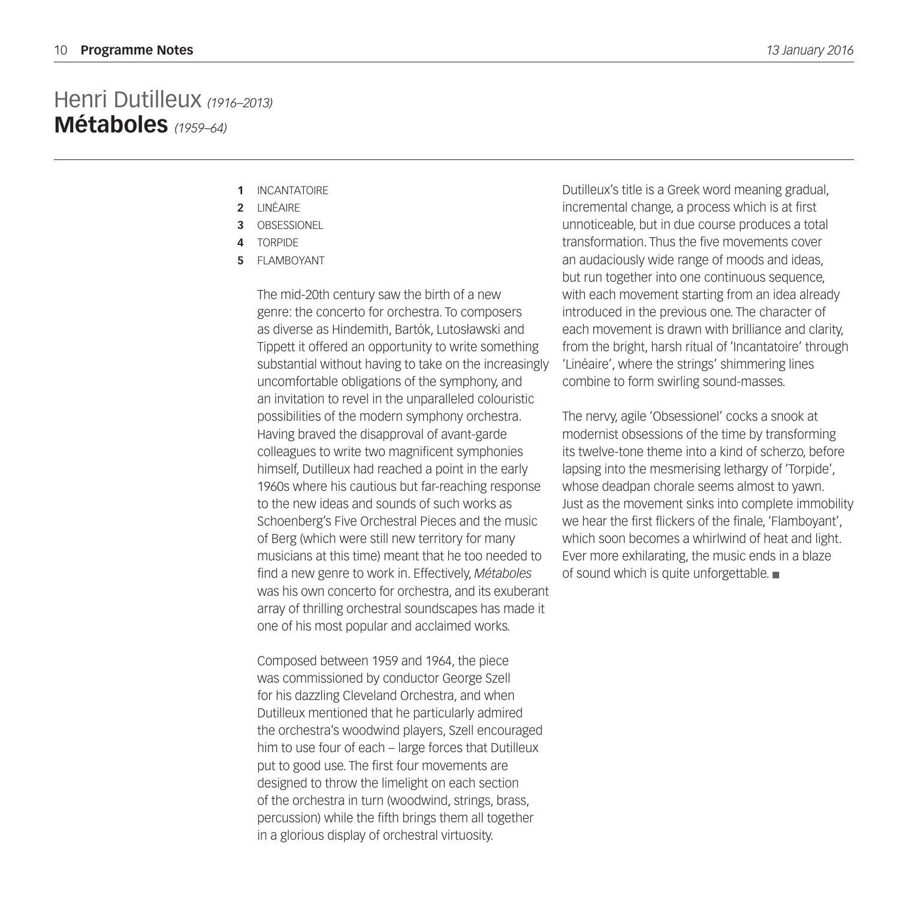# Henri Dutilleux *(1916–2013)*
## **Métaboles** *(1959–64)*

**1** INCANTATOIRE
**2** LINÉAIRE
**3** OBSESSIONEL
**4** TORPIDE
**5** FLAMBOYANT

The mid-20th century saw the birth of a new genre: the concerto for orchestra. To composers as diverse as Hindemith, Bartók, Lutosławski and Tippett it offered an opportunity to write something substantial without having to take on the increasingly uncomfortable obligations of the symphony, and an invitation to revel in the unparalleled colouristic possibilities of the modern symphony orchestra. Having braved the disapproval of avant-garde colleagues to write two magnificent symphonies himself, Dutilleux had reached a point in the early 1960s where his cautious but far-reaching response to the new ideas and sounds of such works as Schoenberg's Five Orchestral Pieces and the music of Berg (which were still new territory for many musicians at this time) meant that he too needed to find a new genre to work in. Effectively, *Métaboles* was his own concerto for orchestra, and its exuberant array of thrilling orchestral soundscapes has made it one of his most popular and acclaimed works.

Composed between 1959 and 1964, the piece was commissioned by conductor George Szell for his dazzling Cleveland Orchestra, and when Dutilleux mentioned that he particularly admired the orchestra's woodwind players, Szell encouraged him to use four of each – large forces that Dutilleux put to good use. The first four movements are designed to throw the limelight on each section of the orchestra in turn (woodwind, strings, brass, percussion) while the fifth brings them all together in a glorious display of orchestral virtuosity.

Dutilleux's title is a Greek word meaning gradual, incremental change, a process which is at first unnoticeable, but in due course produces a total transformation. Thus the five movements cover an audaciously wide range of moods and ideas, but run together into one continuous sequence, with each movement starting from an idea already introduced in the previous one. The character of each movement is drawn with brilliance and clarity, from the bright, harsh ritual of 'Incantatoire' through 'Linéaire', where the strings' shimmering lines combine to form swirling sound-masses.

The nervy, agile 'Obsessionel' cocks a snook at modernist obsessions of the time by transforming its twelve-tone theme into a kind of scherzo, before lapsing into the mesmerising lethargy of 'Torpide', whose deadpan chorale seems almost to yawn. Just as the movement sinks into complete immobility we hear the first flickers of the finale, 'Flamboyant', which soon becomes a whirlwind of heat and light. Ever more exhilarating, the music ends in a blaze of sound which is quite unforgettable. ■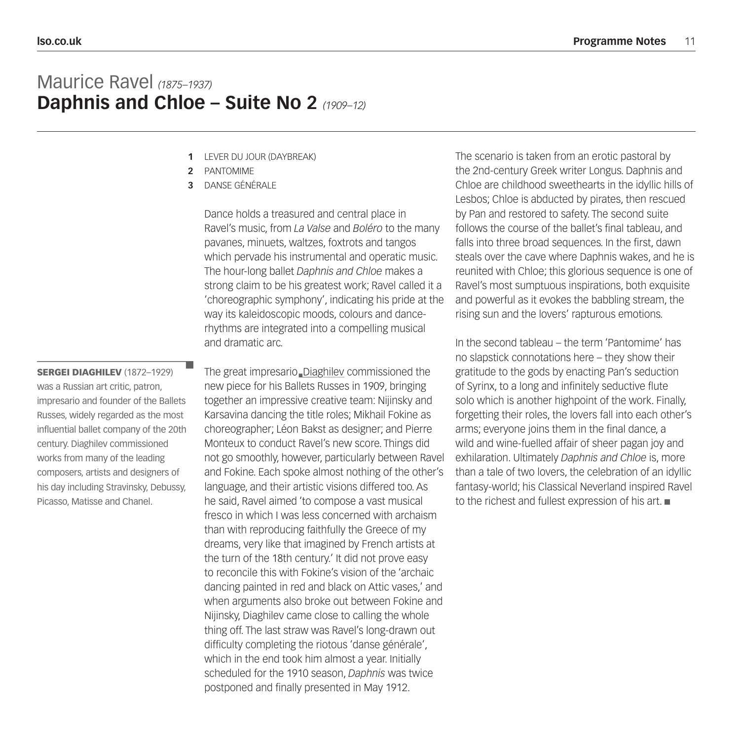# Maurice Ravel *(1875–1937)*
## Daphnis and Chloe – Suite No 2 *(1909–12)*

1. LEVER DU JOUR (DAYBREAK)
2. PANTOMIME
3. DANSE GÉNÉRALE

Dance holds a treasured and central place in Ravel's music, from *La Valse* and *Boléro* to the many pavanes, minuets, waltzes, foxtrots and tangos which pervade his instrumental and operatic music. The hour-long ballet *Daphnis and Chloe* makes a strong claim to be his greatest work; Ravel called it a 'choreographic symphony', indicating his pride at the way its kaleidoscopic moods, colours and dance-rhythms are integrated into a compelling musical and dramatic arc.

The great impresario Diaghilev commissioned the new piece for his Ballets Russes in 1909, bringing together an impressive creative team: Nijinsky and Karsavina dancing the title roles; Mikhail Fokine as choreographer; Léon Bakst as designer; and Pierre Monteux to conduct Ravel's new score. Things did not go smoothly, however, particularly between Ravel and Fokine. Each spoke almost nothing of the other's language, and their artistic visions differed too. As he said, Ravel aimed 'to compose a vast musical fresco in which I was less concerned with archaism than with reproducing faithfully the Greece of my dreams, very like that imagined by French artists at the turn of the 18th century.' It did not prove easy to reconcile this with Fokine's vision of the 'archaic dancing painted in red and black on Attic vases,' and when arguments also broke out between Fokine and Nijinsky, Diaghilev came close to calling the whole thing off. The last straw was Ravel's long-drawn out difficulty completing the riotous 'danse générale', which in the end took him almost a year. Initially scheduled for the 1910 season, *Daphnis* was twice postponed and finally presented in May 1912.

**SERGEI DIAGHILEV** (1872–1929) was a Russian art critic, patron, impresario and founder of the Ballets Russes, widely regarded as the most influential ballet company of the 20th century. Diaghilev commissioned works from many of the leading composers, artists and designers of his day including Stravinsky, Debussy, Picasso, Matisse and Chanel.

The scenario is taken from an erotic pastoral by the 2nd-century Greek writer Longus. Daphnis and Chloe are childhood sweethearts in the idyllic hills of Lesbos; Chloe is abducted by pirates, then rescued by Pan and restored to safety. The second suite follows the course of the ballet's final tableau, and falls into three broad sequences. In the first, dawn steals over the cave where Daphnis wakes, and he is reunited with Chloe; this glorious sequence is one of Ravel's most sumptuous inspirations, both exquisite and powerful as it evokes the babbling stream, the rising sun and the lovers' rapturous emotions.

In the second tableau – the term 'Pantomime' has no slapstick connotations here – they show their gratitude to the gods by enacting Pan's seduction of Syrinx, to a long and infinitely seductive flute solo which is another highpoint of the work. Finally, forgetting their roles, the lovers fall into each other's arms; everyone joins them in the final dance, a wild and wine-fuelled affair of sheer pagan joy and exhilaration. Ultimately *Daphnis and Chloe* is, more than a tale of two lovers, the celebration of an idyllic fantasy-world; his Classical Neverland inspired Ravel to the richest and fullest expression of his art. ■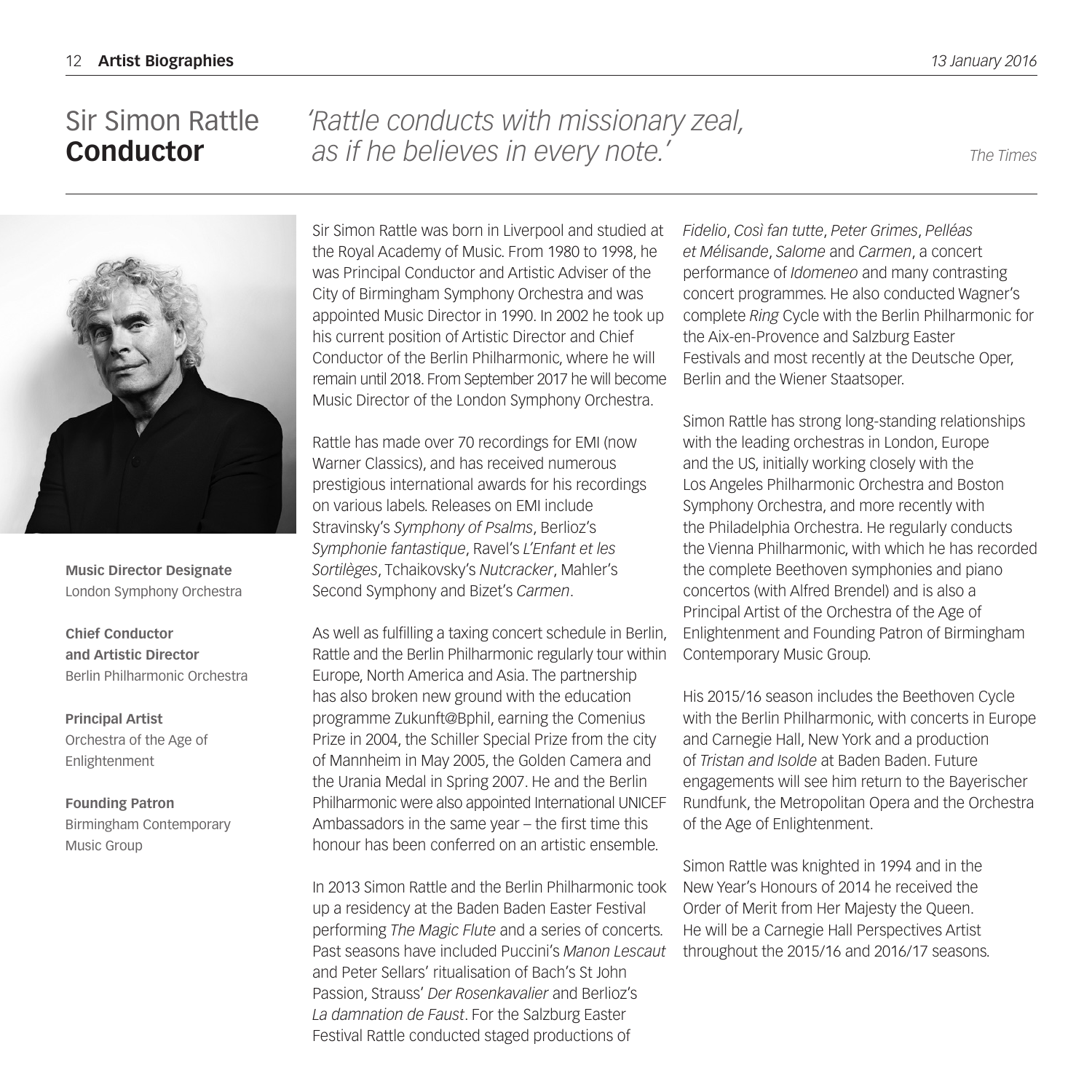# Sir Simon Rattle **Conductor**

*'Rattle conducts with missionary zeal, as if he believes in every note.'*

*The Times*

**Music Director Designate**
London Symphony Orchestra

**Chief Conductor and Artistic Director**
Berlin Philharmonic Orchestra

**Principal Artist**
Orchestra of the Age of Enlightenment

**Founding Patron**
Birmingham Contemporary Music Group

Sir Simon Rattle was born in Liverpool and studied at the Royal Academy of Music. From 1980 to 1998, he was Principal Conductor and Artistic Adviser of the City of Birmingham Symphony Orchestra and was appointed Music Director in 1990. In 2002 he took up his current position of Artistic Director and Chief Conductor of the Berlin Philharmonic, where he will remain until 2018. From September 2017 he will become Music Director of the London Symphony Orchestra.

Rattle has made over 70 recordings for EMI (now Warner Classics), and has received numerous prestigious international awards for his recordings on various labels. Releases on EMI include Stravinsky's *Symphony of Psalms*, Berlioz's *Symphonie fantastique*, Ravel's *L'Enfant et les Sortilèges*, Tchaikovsky's *Nutcracker*, Mahler's Second Symphony and Bizet's *Carmen*.

As well as fulfilling a taxing concert schedule in Berlin, Rattle and the Berlin Philharmonic regularly tour within Europe, North America and Asia. The partnership has also broken new ground with the education programme Zukunft@Bphil, earning the Comenius Prize in 2004, the Schiller Special Prize from the city of Mannheim in May 2005, the Golden Camera and the Urania Medal in Spring 2007. He and the Berlin Philharmonic were also appointed International UNICEF Ambassadors in the same year – the first time this honour has been conferred on an artistic ensemble.

In 2013 Simon Rattle and the Berlin Philharmonic took up a residency at the Baden Baden Easter Festival performing *The Magic Flute* and a series of concerts. Past seasons have included Puccini's *Manon Lescaut* and Peter Sellars' ritualisation of Bach's St John Passion, Strauss' *Der Rosenkavalier* and Berlioz's *La damnation de Faust*. For the Salzburg Easter Festival Rattle conducted staged productions of *Fidelio*, *Così fan tutte*, *Peter Grimes*, *Pelléas et Mélisande*, *Salome* and *Carmen*, a concert performance of *Idomeneo* and many contrasting concert programmes. He also conducted Wagner's complete *Ring* Cycle with the Berlin Philharmonic for the Aix-en-Provence and Salzburg Easter Festivals and most recently at the Deutsche Oper, Berlin and the Wiener Staatsoper.

Simon Rattle has strong long-standing relationships with the leading orchestras in London, Europe and the US, initially working closely with the Los Angeles Philharmonic Orchestra and Boston Symphony Orchestra, and more recently with the Philadelphia Orchestra. He regularly conducts the Vienna Philharmonic, with which he has recorded the complete Beethoven symphonies and piano concertos (with Alfred Brendel) and is also a Principal Artist of the Orchestra of the Age of Enlightenment and Founding Patron of Birmingham Contemporary Music Group.

His 2015/16 season includes the Beethoven Cycle with the Berlin Philharmonic, with concerts in Europe and Carnegie Hall, New York and a production of *Tristan and Isolde* at Baden Baden. Future engagements will see him return to the Bayerischer Rundfunk, the Metropolitan Opera and the Orchestra of the Age of Enlightenment.

Simon Rattle was knighted in 1994 and in the New Year's Honours of 2014 he received the Order of Merit from Her Majesty the Queen. He will be a Carnegie Hall Perspectives Artist throughout the 2015/16 and 2016/17 seasons.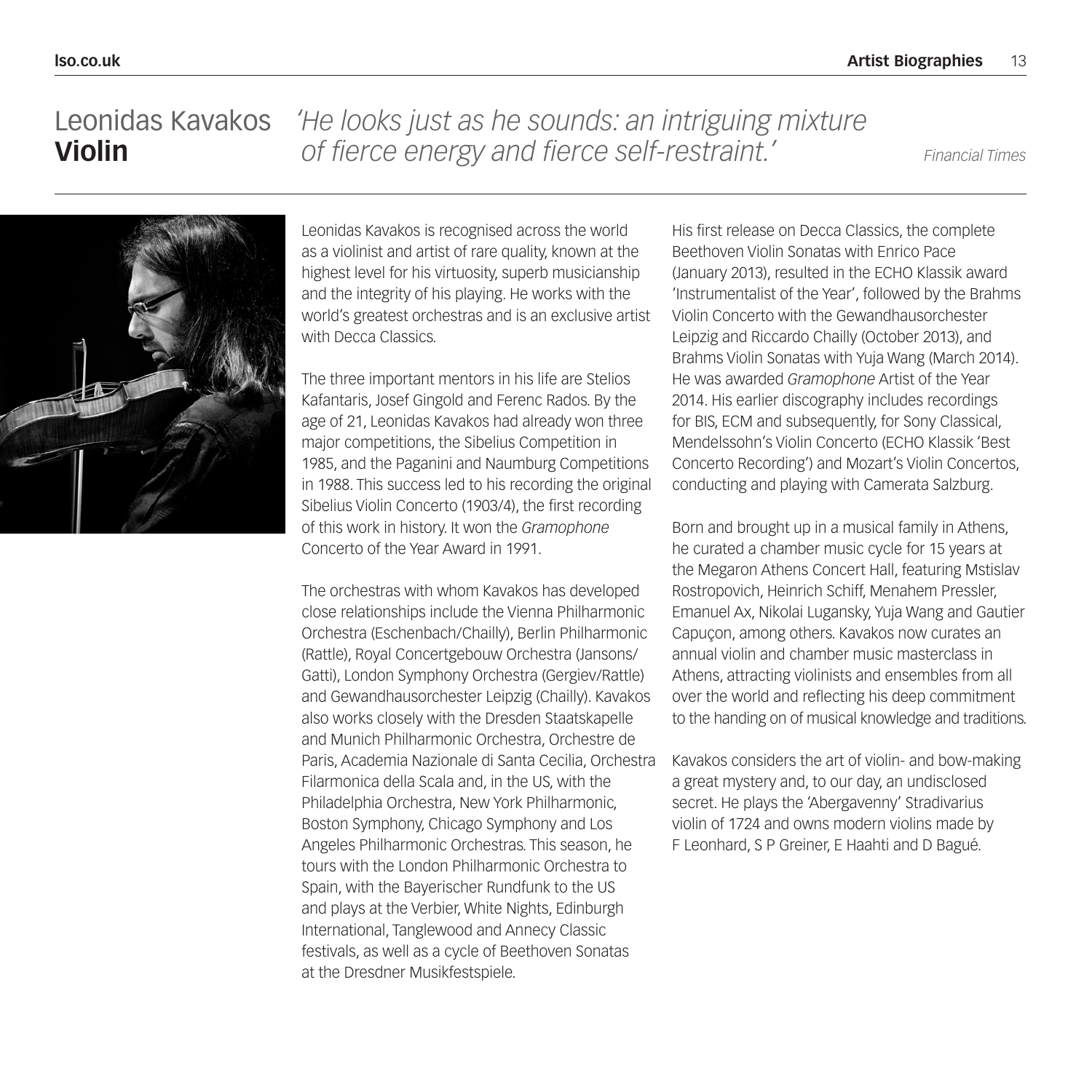# Leonidas Kavakos **Violin**

*'He looks just as he sounds: an intriguing mixture of fierce energy and fierce self-restraint.'* *Financial Times*

Leonidas Kavakos is recognised across the world as a violinist and artist of rare quality, known at the highest level for his virtuosity, superb musicianship and the integrity of his playing. He works with the world's greatest orchestras and is an exclusive artist with Decca Classics.

The three important mentors in his life are Stelios Kafantaris, Josef Gingold and Ferenc Rados. By the age of 21, Leonidas Kavakos had already won three major competitions, the Sibelius Competition in 1985, and the Paganini and Naumburg Competitions in 1988. This success led to his recording the original Sibelius Violin Concerto (1903/4), the first recording of this work in history. It won the *Gramophone* Concerto of the Year Award in 1991.

The orchestras with whom Kavakos has developed close relationships include the Vienna Philharmonic Orchestra (Eschenbach/Chailly), Berlin Philharmonic (Rattle), Royal Concertgebouw Orchestra (Jansons/Gatti), London Symphony Orchestra (Gergiev/Rattle) and Gewandhausorchester Leipzig (Chailly). Kavakos also works closely with the Dresden Staatskapelle and Munich Philharmonic Orchestra, Orchestre de Paris, Academia Nazionale di Santa Cecilia, Orchestra Filarmonica della Scala and, in the US, with the Philadelphia Orchestra, New York Philharmonic, Boston Symphony, Chicago Symphony and Los Angeles Philharmonic Orchestras. This season, he tours with the London Philharmonic Orchestra to Spain, with the Bayerischer Rundfunk to the US and plays at the Verbier, White Nights, Edinburgh International, Tanglewood and Annecy Classic festivals, as well as a cycle of Beethoven Sonatas at the Dresdner Musikfestspiele.

His first release on Decca Classics, the complete Beethoven Violin Sonatas with Enrico Pace (January 2013), resulted in the ECHO Klassik award 'Instrumentalist of the Year', followed by the Brahms Violin Concerto with the Gewandhausorchester Leipzig and Riccardo Chailly (October 2013), and Brahms Violin Sonatas with Yuja Wang (March 2014). He was awarded *Gramophone* Artist of the Year 2014. His earlier discography includes recordings for BIS, ECM and subsequently, for Sony Classical, Mendelssohn's Violin Concerto (ECHO Klassik 'Best Concerto Recording') and Mozart's Violin Concertos, conducting and playing with Camerata Salzburg.

Born and brought up in a musical family in Athens, he curated a chamber music cycle for 15 years at the Megaron Athens Concert Hall, featuring Mstislav Rostropovich, Heinrich Schiff, Menahem Pressler, Emanuel Ax, Nikolai Lugansky, Yuja Wang and Gautier Capuçon, among others. Kavakos now curates an annual violin and chamber music masterclass in Athens, attracting violinists and ensembles from all over the world and reflecting his deep commitment to the handing on of musical knowledge and traditions.

Kavakos considers the art of violin- and bow-making a great mystery and, to our day, an undisclosed secret. He plays the 'Abergavenny' Stradivarius violin of 1724 and owns modern violins made by F Leonhard, S P Greiner, E Haahti and D Bagué.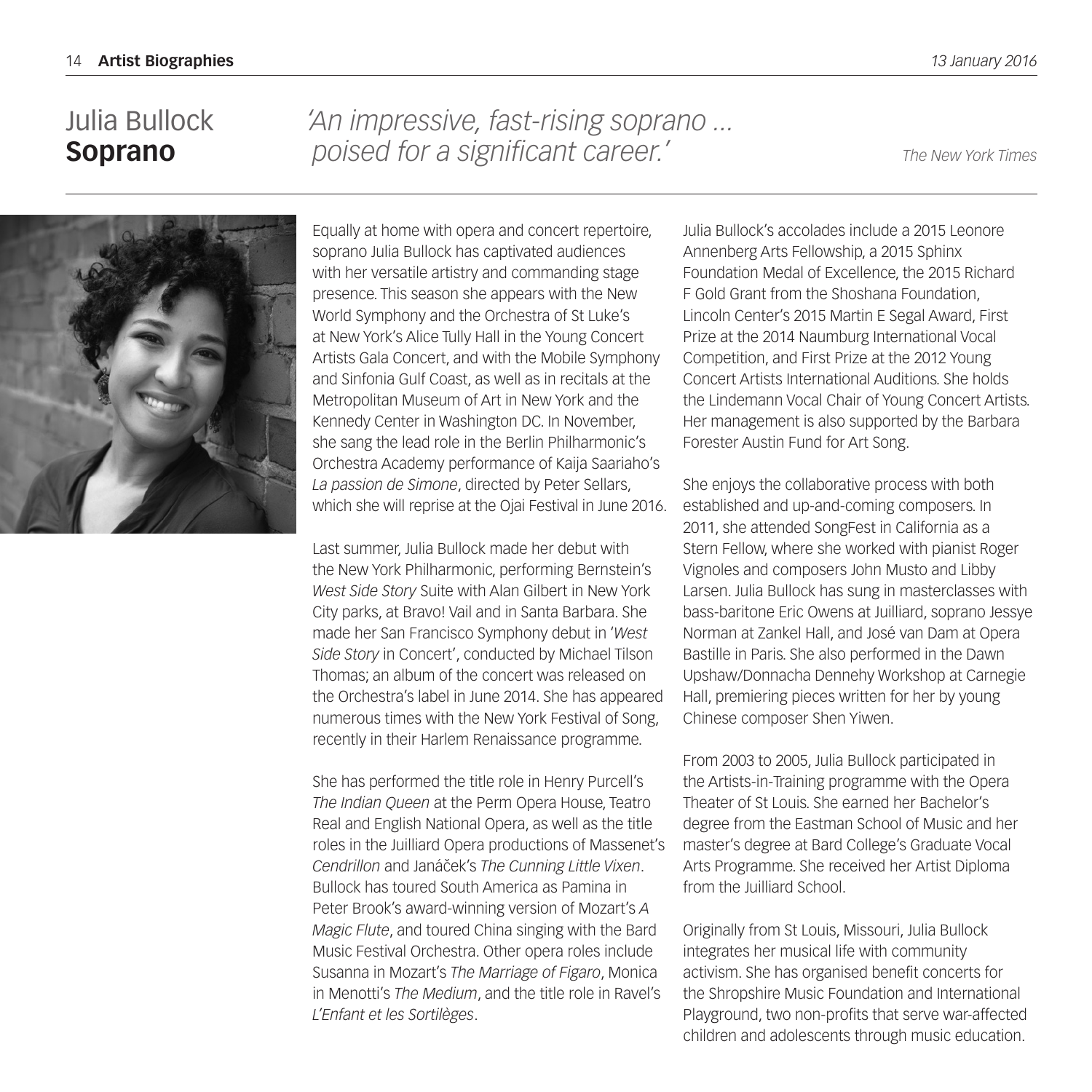# Julia Bullock
# **Soprano**

*'An impressive, fast-rising soprano … poised for a significant career.'*

*The New York Times*

Equally at home with opera and concert repertoire, soprano Julia Bullock has captivated audiences with her versatile artistry and commanding stage presence. This season she appears with the New World Symphony and the Orchestra of St Luke's at New York's Alice Tully Hall in the Young Concert Artists Gala Concert, and with the Mobile Symphony and Sinfonia Gulf Coast, as well as in recitals at the Metropolitan Museum of Art in New York and the Kennedy Center in Washington DC. In November, she sang the lead role in the Berlin Philharmonic's Orchestra Academy performance of Kaija Saariaho's *La passion de Simone*, directed by Peter Sellars, which she will reprise at the Ojai Festival in June 2016.

Last summer, Julia Bullock made her debut with the New York Philharmonic, performing Bernstein's *West Side Story* Suite with Alan Gilbert in New York City parks, at Bravo! Vail and in Santa Barbara. She made her San Francisco Symphony debut in '*West Side Story* in Concert', conducted by Michael Tilson Thomas; an album of the concert was released on the Orchestra's label in June 2014. She has appeared numerous times with the New York Festival of Song, recently in their Harlem Renaissance programme.

She has performed the title role in Henry Purcell's *The Indian Queen* at the Perm Opera House, Teatro Real and English National Opera, as well as the title roles in the Juilliard Opera productions of Massenet's *Cendrillon* and Janáček's *The Cunning Little Vixen*. Bullock has toured South America as Pamina in Peter Brook's award-winning version of Mozart's *A Magic Flute*, and toured China singing with the Bard Music Festival Orchestra. Other opera roles include Susanna in Mozart's *The Marriage of Figaro*, Monica in Menotti's *The Medium*, and the title role in Ravel's *L'Enfant et les Sortilèges*.

Julia Bullock's accolades include a 2015 Leonore Annenberg Arts Fellowship, a 2015 Sphinx Foundation Medal of Excellence, the 2015 Richard F Gold Grant from the Shoshana Foundation, Lincoln Center's 2015 Martin E Segal Award, First Prize at the 2014 Naumburg International Vocal Competition, and First Prize at the 2012 Young Concert Artists International Auditions. She holds the Lindemann Vocal Chair of Young Concert Artists. Her management is also supported by the Barbara Forester Austin Fund for Art Song.

She enjoys the collaborative process with both established and up-and-coming composers. In 2011, she attended SongFest in California as a Stern Fellow, where she worked with pianist Roger Vignoles and composers John Musto and Libby Larsen. Julia Bullock has sung in masterclasses with bass-baritone Eric Owens at Juilliard, soprano Jessye Norman at Zankel Hall, and José van Dam at Opera Bastille in Paris. She also performed in the Dawn Upshaw/Donnacha Dennehy Workshop at Carnegie Hall, premiering pieces written for her by young Chinese composer Shen Yiwen.

From 2003 to 2005, Julia Bullock participated in the Artists-in-Training programme with the Opera Theater of St Louis. She earned her Bachelor's degree from the Eastman School of Music and her master's degree at Bard College's Graduate Vocal Arts Programme. She received her Artist Diploma from the Juilliard School.

Originally from St Louis, Missouri, Julia Bullock integrates her musical life with community activism. She has organised benefit concerts for the Shropshire Music Foundation and International Playground, two non-profits that serve war-affected children and adolescents through music education.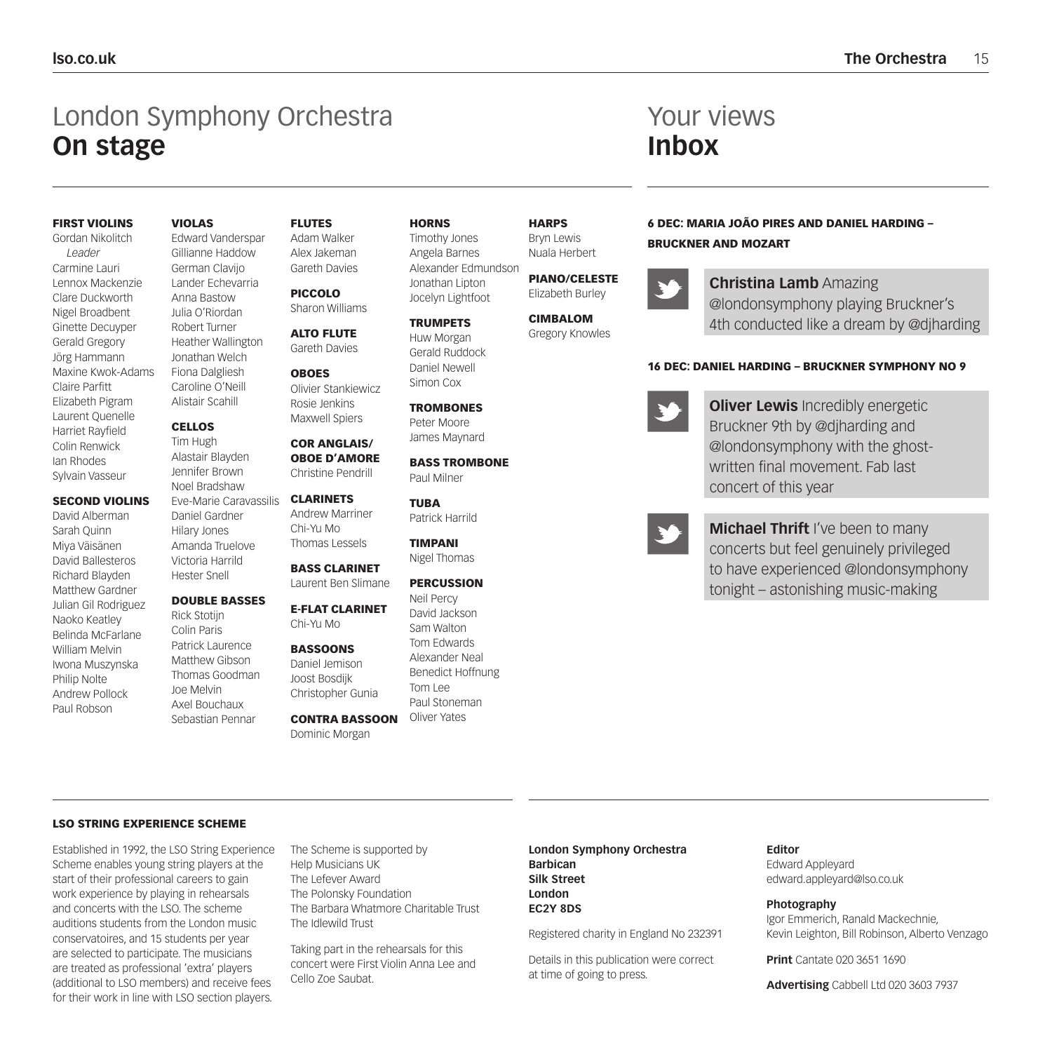# London Symphony Orchestra **On stage**

**FIRST VIOLINS**
Gordan Nikolitch
*Leader*
Carmine Lauri
Lennox Mackenzie
Clare Duckworth
Nigel Broadbent
Ginette Decuyper
Gerald Gregory
Jörg Hammann
Maxine Kwok-Adams
Claire Parfitt
Elizabeth Pigram
Laurent Quenelle
Harriet Rayfield
Colin Renwick
Ian Rhodes
Sylvain Vasseur

**SECOND VIOLINS**
David Alberman
Sarah Quinn
Miya Väisänen
David Ballesteros
Richard Blayden
Matthew Gardner
Julian Gil Rodriguez
Naoko Keatley
Belinda McFarlane
William Melvin
Iwona Muszynska
Philip Nolte
Andrew Pollock
Paul Robson

**VIOLAS**
Edward Vanderspar
Gillianne Haddow
German Clavijo
Lander Echevarria
Anna Bastow
Julia O'Riordan
Robert Turner
Heather Wallington
Jonathan Welch
Fiona Dalgliesh
Caroline O'Neill
Alistair Scahill

**CELLOS**
Tim Hugh
Alastair Blayden
Jennifer Brown
Noel Bradshaw
Eve-Marie Caravassilis
Daniel Gardner
Hilary Jones
Amanda Truelove
Victoria Harrild
Hester Snell

**DOUBLE BASSES**
Rick Stotijn
Colin Paris
Patrick Laurence
Matthew Gibson
Thomas Goodman
Joe Melvin
Axel Bouchaux
Sebastian Pennar

**FLUTES**
Adam Walker
Alex Jakeman
Gareth Davies

**PICCOLO**
Sharon Williams

**ALTO FLUTE**
Gareth Davies

**OBOES**
Olivier Stankiewicz
Rosie Jenkins
Maxwell Spiers

**COR ANGLAIS/ OBOE D'AMORE**
Christine Pendrill

**CLARINETS**
Andrew Marriner
Chi-Yu Mo
Thomas Lessels

**BASS CLARINET**
Laurent Ben Slimane

**E-FLAT CLARINET**
Chi-Yu Mo

**BASSOONS**
Daniel Jemison
Joost Bosdijk
Christopher Gunia

**CONTRA BASSOON**
Dominic Morgan

**HORNS**
Timothy Jones
Angela Barnes
Alexander Edmundson
Jonathan Lipton
Jocelyn Lightfoot

**TRUMPETS**
Huw Morgan
Gerald Ruddock
Daniel Newell
Simon Cox

**TROMBONES**
Peter Moore
James Maynard

**BASS TROMBONE**
Paul Milner

**TUBA**
Patrick Harrild

**TIMPANI**
Nigel Thomas

**PERCUSSION**
Neil Percy
David Jackson
Sam Walton
Tom Edwards
Alexander Neal
Benedict Hoffnung
Tom Lee
Paul Stoneman
Oliver Yates

**HARPS**
Bryn Lewis
Nuala Herbert

**PIANO/CELESTE**
Elizabeth Burley

**CIMBALOM**
Gregory Knowles

# Your views **Inbox**

**6 DEC: MARIA JOÃO PIRES AND DANIEL HARDING – BRUCKNER AND MOZART**

**Christina Lamb** Amazing @londonsymphony playing Bruckner's 4th conducted like a dream by @djharding

**16 DEC: DANIEL HARDING – BRUCKNER SYMPHONY NO 9**

**Oliver Lewis** Incredibly energetic Bruckner 9th by @djharding and @londonsymphony with the ghost-written final movement. Fab last concert of this year

**Michael Thrift** I've been to many concerts but feel genuinely privileged to have experienced @londonsymphony tonight – astonishing music-making

**LSO STRING EXPERIENCE SCHEME**

Established in 1992, the LSO String Experience Scheme enables young string players at the start of their professional careers to gain work experience by playing in rehearsals and concerts with the LSO. The scheme auditions students from the London music conservatoires, and 15 students per year are selected to participate. The musicians are treated as professional 'extra' players (additional to LSO members) and receive fees for their work in line with LSO section players.

The Scheme is supported by
Help Musicians UK
The Lefever Award
The Polonsky Foundation
The Barbara Whatmore Charitable Trust
The Idlewild Trust

Taking part in the rehearsals for this concert were First Violin Anna Lee and Cello Zoe Saubat.

**London Symphony Orchestra**
**Barbican**
**Silk Street**
**London**
**EC2Y 8DS**

Registered charity in England No 232391

Details in this publication were correct at time of going to press.

**Editor**
Edward Appleyard
edward.appleyard@lso.co.uk

**Photography**
Igor Emmerich, Ranald Mackechnie, Kevin Leighton, Bill Robinson, Alberto Venzago

**Print** Cantate 020 3651 1690

**Advertising** Cabbell Ltd 020 3603 7937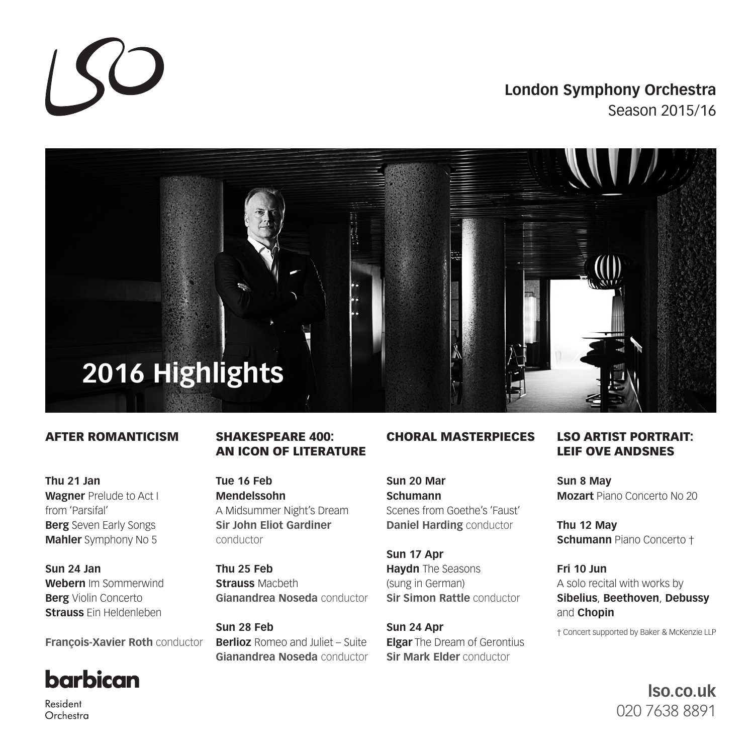LSO

**London Symphony Orchestra**
Season 2015/16

# 2016 Highlights

## AFTER ROMANTICISM

**Thu 21 Jan**
**Wagner** Prelude to Act I from 'Parsifal'
**Berg** Seven Early Songs
**Mahler** Symphony No 5

**Sun 24 Jan**
**Webern** Im Sommerwind
**Berg** Violin Concerto
**Strauss** Ein Heldenleben

**François-Xavier Roth** conductor

## SHAKESPEARE 400: AN ICON OF LITERATURE

**Tue 16 Feb**
**Mendelssohn**
A Midsummer Night's Dream
**Sir John Eliot Gardiner** conductor

**Thu 25 Feb**
**Strauss** Macbeth
**Gianandrea Noseda** conductor

**Sun 28 Feb**
**Berlioz** Romeo and Juliet – Suite
**Gianandrea Noseda** conductor

## CHORAL MASTERPIECES

**Sun 20 Mar**
**Schumann**
Scenes from Goethe's 'Faust'
**Daniel Harding** conductor

**Sun 17 Apr**
**Haydn** The Seasons (sung in German)
**Sir Simon Rattle** conductor

**Sun 24 Apr**
**Elgar** The Dream of Gerontius
**Sir Mark Elder** conductor

## LSO ARTIST PORTRAIT: LEIF OVE ANDSNES

**Sun 8 May**
**Mozart** Piano Concerto No 20

**Thu 12 May**
**Schumann** Piano Concerto †

**Fri 10 Jun**
A solo recital with works by **Sibelius**, **Beethoven**, **Debussy** and **Chopin**

† Concert supported by Baker & McKenzie LLP

**barbican**
Resident Orchestra

**lso.co.uk**
020 7638 8891